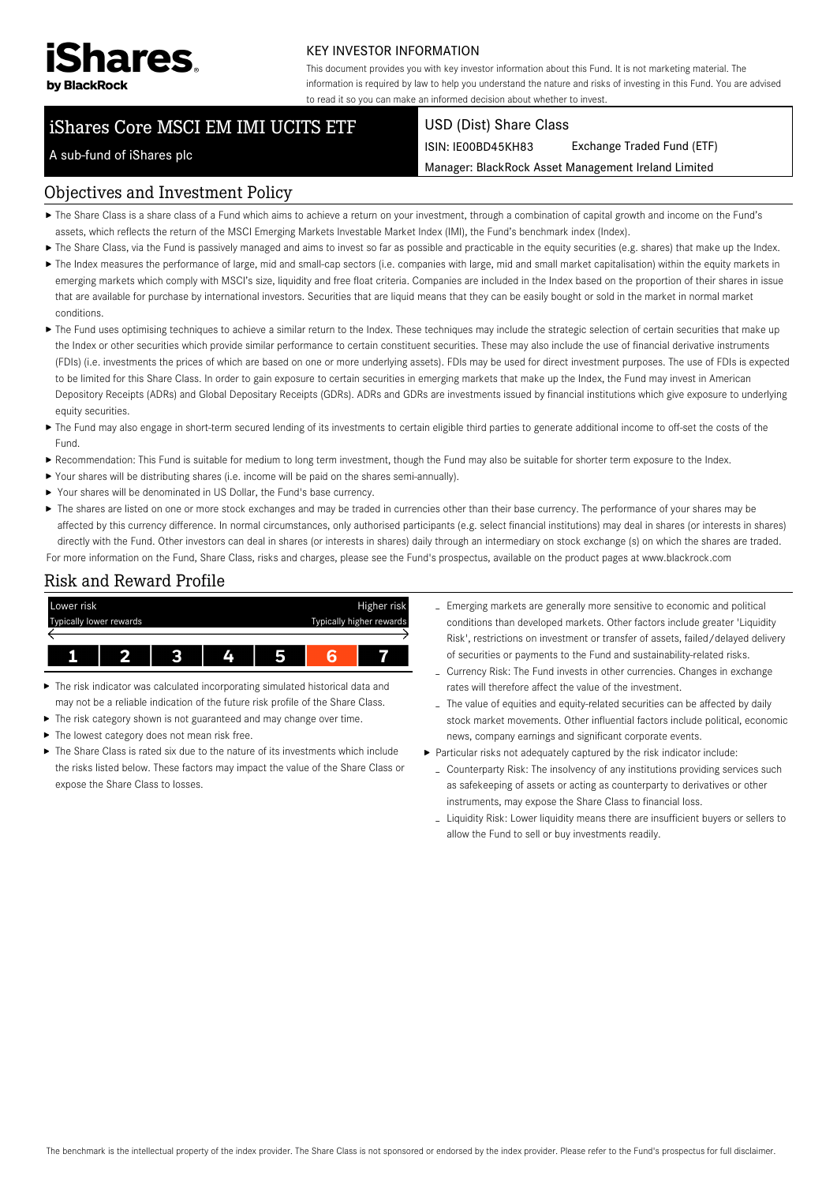iShares by BlackRock

KEY INVESTOR INFORMATION

This document provides you with key investor information about this Fund. It is not marketing material. The information is required by law to help you understand the nature and risks of investing in this Fund. You are advised to read it so you can make an informed decision about whether to invest.

# iShares Core MSCI EM IMI UCITS ETF

A sub-fund of iShares plc

USD (Dist) Share Class

ISIN: IE00BD45KH83 Exchange Traded Fund (ETF)

Manager: BlackRock Asset Management Ireland Limited

## Objectives and Investment Policy

- The Share Class is a share class of a Fund which aims to achieve a return on your investment, through a combination of capital growth and income on the Fund's assets, which reflects the return of the MSCI Emerging Markets Investable Market Index (IMI), the Fund's benchmark index (Index).
- The Share Class, via the Fund is passively managed and aims to invest so far as possible and practicable in the equity securities (e.g. shares) that make up the Index.
- The Index measures the performance of large, mid and small-cap sectors (i.e. companies with large, mid and small market capitalisation) within the equity markets in emerging markets which comply with MSCI's size, liquidity and free float criteria. Companies are included in the Index based on the proportion of their shares in issue that are available for purchase by international investors. Securities that are liquid means that they can be easily bought or sold in the market in normal market conditions.
- The Fund uses optimising techniques to achieve a similar return to the Index. These techniques may include the strategic selection of certain securities that make up the Index or other securities which provide similar performance to certain constituent securities. These may also include the use of financial derivative instruments (FDIs) (i.e. investments the prices of which are based on one or more underlying assets). FDIs may be used for direct investment purposes. The use of FDIs is expected to be limited for this Share Class. In order to gain exposure to certain securities in emerging markets that make up the Index, the Fund may invest in American Depository Receipts (ADRs) and Global Depositary Receipts (GDRs). ADRs and GDRs are investments issued by financial institutions which give exposure to underlying equity securities.
- The Fund may also engage in short-term secured lending of its investments to certain eligible third parties to generate additional income to off-set the costs of the Fund.
- Recommendation: This Fund is suitable for medium to long term investment, though the Fund may also be suitable for shorter term exposure to the Index.
- Your shares will be distributing shares (i.e. income will be paid on the shares semi-annually).
- Your shares will be denominated in US Dollar, the Fund's base currency.
- The shares are listed on one or more stock exchanges and may be traded in currencies other than their base currency. The performance of your shares may be affected by this currency difference. In normal circumstances, only authorised participants (e.g. select financial institutions) may deal in shares (or interests in shares) directly with the Fund. Other investors can deal in shares (or interests in shares) daily through an intermediary on stock exchange (s) on which the shares are traded.

For more information on the Fund, Share Class, risks and charges, please see the Fund's prospectus, available on the product pages at www.blackrock.com

## Risk and Reward Profile

| Lower risk | | | | | | Higher risk |
|---|---|---|---|---|---|---|
| Typically lower rewards | | | | | | Typically higher rewards |
| 1 | 2 | 3 | 4 | 5 | **6** | 7 |

- The risk indicator was calculated incorporating simulated historical data and may not be a reliable indication of the future risk profile of the Share Class.
- The risk category shown is not guaranteed and may change over time.
- The lowest category does not mean risk free.
- The Share Class is rated six due to the nature of its investments which include the risks listed below. These factors may impact the value of the Share Class or expose the Share Class to losses.
  - Emerging markets are generally more sensitive to economic and political conditions than developed markets. Other factors include greater 'Liquidity Risk', restrictions on investment or transfer of assets, failed/delayed delivery of securities or payments to the Fund and sustainability-related risks.
  - Currency Risk: The Fund invests in other currencies. Changes in exchange rates will therefore affect the value of the investment.
  - The value of equities and equity-related securities can be affected by daily stock market movements. Other influential factors include political, economic news, company earnings and significant corporate events.
- Particular risks not adequately captured by the risk indicator include:
  - Counterparty Risk: The insolvency of any institutions providing services such as safekeeping of assets or acting as counterparty to derivatives or other instruments, may expose the Share Class to financial loss.
  - Liquidity Risk: Lower liquidity means there are insufficient buyers or sellers to allow the Fund to sell or buy investments readily.

The benchmark is the intellectual property of the index provider. The Share Class is not sponsored or endorsed by the index provider. Please refer to the Fund's prospectus for full disclaimer.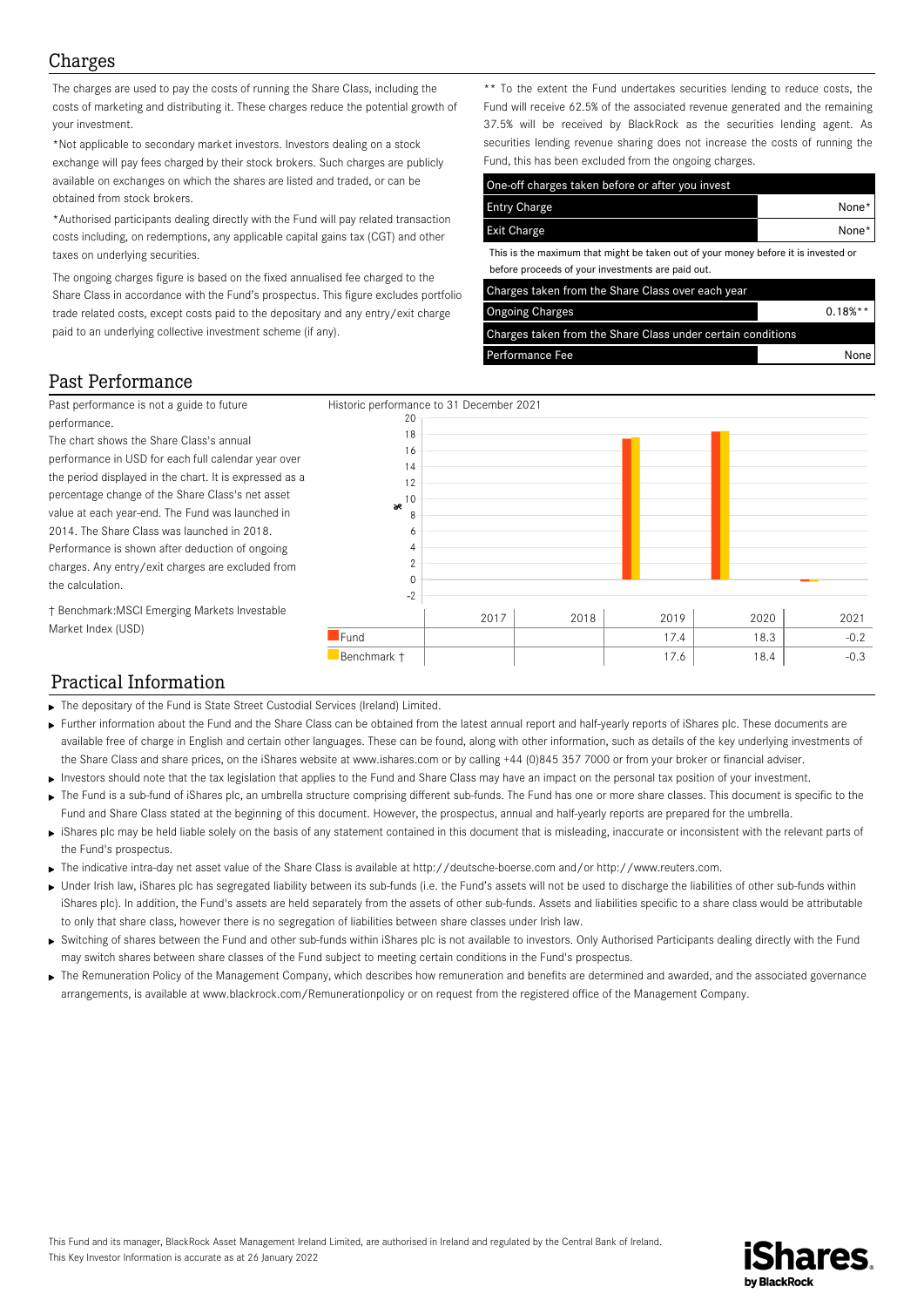## Charges

The charges are used to pay the costs of running the Share Class, including the costs of marketing and distributing it. These charges reduce the potential growth of your investment.

*Not applicable to secondary market investors. Investors dealing on a stock exchange will pay fees charged by their stock brokers. Such charges are publicly available on exchanges on which the shares are listed and traded, or can be obtained from stock brokers.

*Authorised participants dealing directly with the Fund will pay related transaction costs including, on redemptions, any applicable capital gains tax (CGT) and other taxes on underlying securities.

The ongoing charges figure is based on the fixed annualised fee charged to the Share Class in accordance with the Fund's prospectus. This figure excludes portfolio trade related costs, except costs paid to the depositary and any entry/exit charge paid to an underlying collective investment scheme (if any).

** To the extent the Fund undertakes securities lending to reduce costs, the Fund will receive 62.5% of the associated revenue generated and the remaining 37.5% will be received by BlackRock as the securities lending agent. As securities lending revenue sharing does not increase the costs of running the Fund, this has been excluded from the ongoing charges.

| One-off charges taken before or after you invest | |
|---|---|
| Entry Charge | None* |
| Exit Charge | None* |

This is the maximum that might be taken out of your money before it is invested or before proceeds of your investments are paid out.

| Charges taken from the Share Class over each year | |
|---|---|
| Ongoing Charges | 0.18%** |

| Charges taken from the Share Class under certain conditions | |
|---|---|
| Performance Fee | None |

## Past Performance

Past performance is not a guide to future performance.

The chart shows the Share Class's annual performance in USD for each full calendar year over the period displayed in the chart. It is expressed as a percentage change of the Share Class's net asset value at each year-end. The Fund was launched in 2014. The Share Class was launched in 2018.

Performance is shown after deduction of ongoing charges. Any entry/exit charges are excluded from the calculation.

† Benchmark:MSCI Emerging Markets Investable Market Index (USD)

Historic performance to 31 December 2021

%

20
18
16
14
12
10
8
6
4
2
0
-2

2017
2018
2019
2020
2021

Fund: 17.4 (2019), 18.3 (2020), -0.2 (2021)

Benchmark †: 17.6 (2019), 18.4 (2020), -0.3 (2021)

## Practical Information

- The depositary of the Fund is State Street Custodial Services (Ireland) Limited.
- Further information about the Fund and the Share Class can be obtained from the latest annual report and half-yearly reports of iShares plc. These documents are available free of charge in English and certain other languages. These can be found, along with other information, such as details of the key underlying investments of the Share Class and share prices, on the iShares website at www.ishares.com or by calling +44 (0)845 357 7000 or from your broker or financial adviser.
- Investors should note that the tax legislation that applies to the Fund and Share Class may have an impact on the personal tax position of your investment.
- The Fund is a sub-fund of iShares plc, an umbrella structure comprising different sub-funds. The Fund has one or more share classes. This document is specific to the Fund and Share Class stated at the beginning of this document. However, the prospectus, annual and half-yearly reports are prepared for the umbrella.
- iShares plc may be held liable solely on the basis of any statement contained in this document that is misleading, inaccurate or inconsistent with the relevant parts of the Fund's prospectus.
- The indicative intra-day net asset value of the Share Class is available at http://deutsche-boerse.com and/or http://www.reuters.com.
- Under Irish law, iShares plc has segregated liability between its sub-funds (i.e. the Fund's assets will not be used to discharge the liabilities of other sub-funds within iShares plc). In addition, the Fund's assets are held separately from the assets of other sub-funds. Assets and liabilities specific to a share class would be attributable to only that share class, however there is no segregation of liabilities between share classes under Irish law.
- Switching of shares between the Fund and other sub-funds within iShares plc is not available to investors. Only Authorised Participants dealing directly with the Fund may switch shares between share classes of the Fund subject to meeting certain conditions in the Fund's prospectus.
- The Remuneration Policy of the Management Company, which describes how remuneration and benefits are determined and awarded, and the associated governance arrangements, is available at www.blackrock.com/Remunerationpolicy or on request from the registered office of the Management Company.

This Fund and its manager, BlackRock Asset Management Ireland Limited, are authorised in Ireland and regulated by the Central Bank of Ireland.
This Key Investor Information is accurate as at 26 January 2022